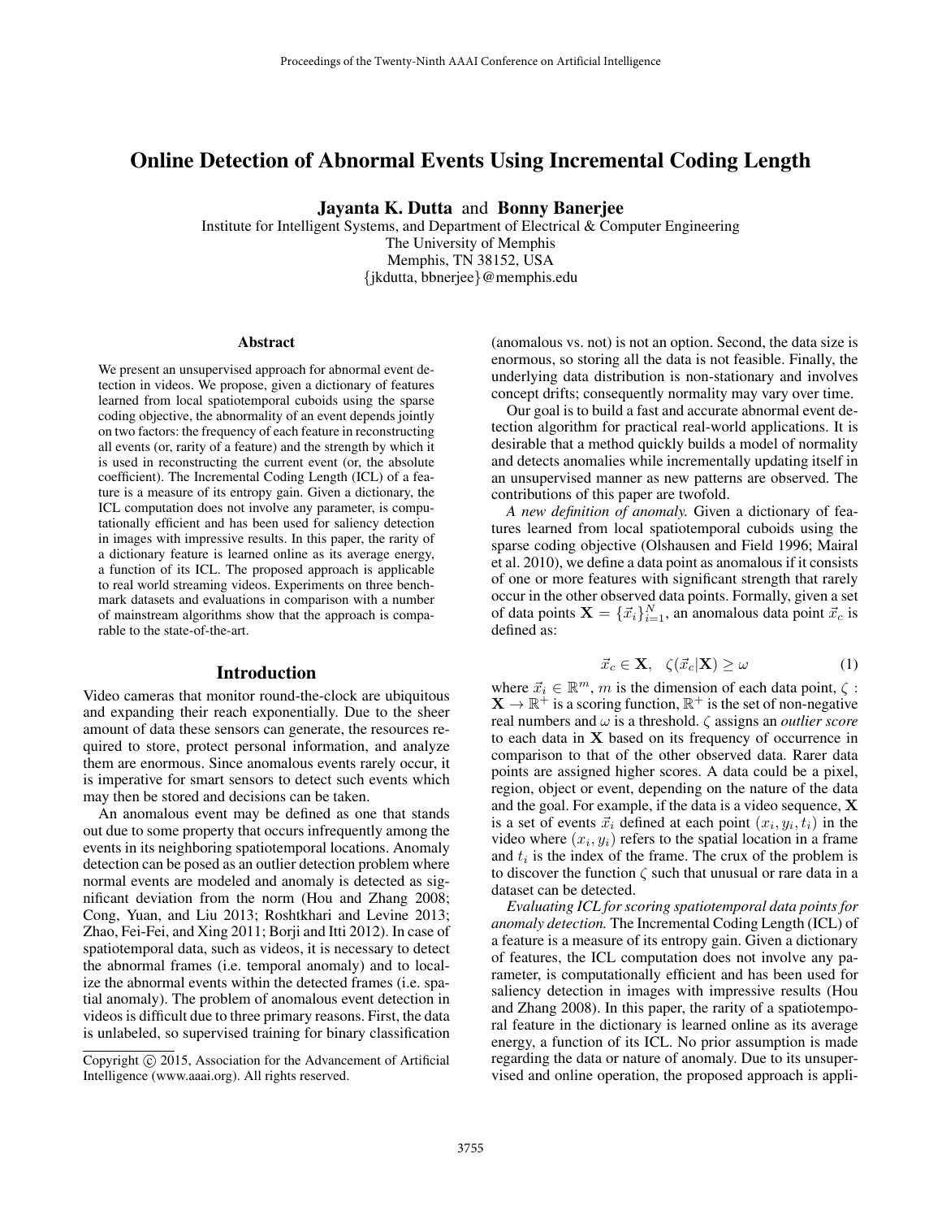# Online Detection of Abnormal Events Using Incremental Coding Length

**Jayanta K. Dutta** and **Bonny Banerjee**

Institute for Intelligent Systems, and Department of Electrical & Computer Engineering
The University of Memphis
Memphis, TN 38152, USA
{jkdutta, bbnerjee}@memphis.edu

### Abstract

We present an unsupervised approach for abnormal event detection in videos. We propose, given a dictionary of features learned from local spatiotemporal cuboids using the sparse coding objective, the abnormality of an event depends jointly on two factors: the frequency of each feature in reconstructing all events (or, rarity of a feature) and the strength by which it is used in reconstructing the current event (or, the absolute coefficient). The Incremental Coding Length (ICL) of a feature is a measure of its entropy gain. Given a dictionary, the ICL computation does not involve any parameter, is computationally efficient and has been used for saliency detection in images with impressive results. In this paper, the rarity of a dictionary feature is learned online as its average energy, a function of its ICL. The proposed approach is applicable to real world streaming videos. Experiments on three benchmark datasets and evaluations in comparison with a number of mainstream algorithms show that the approach is comparable to the state-of-the-art.

## Introduction

Video cameras that monitor round-the-clock are ubiquitous and expanding their reach exponentially. Due to the sheer amount of data these sensors can generate, the resources required to store, protect personal information, and analyze them are enormous. Since anomalous events rarely occur, it is imperative for smart sensors to detect such events which may then be stored and decisions can be taken.

An anomalous event may be defined as one that stands out due to some property that occurs infrequently among the events in its neighboring spatiotemporal locations. Anomaly detection can be posed as an outlier detection problem where normal events are modeled and anomaly is detected as significant deviation from the norm (Hou and Zhang 2008; Cong, Yuan, and Liu 2013; Roshtkhari and Levine 2013; Zhao, Fei-Fei, and Xing 2011; Borji and Itti 2012). In case of spatiotemporal data, such as videos, it is necessary to detect the abnormal frames (i.e. temporal anomaly) and to localize the abnormal events within the detected frames (i.e. spatial anomaly). The problem of anomalous event detection in videos is difficult due to three primary reasons. First, the data is unlabeled, so supervised training for binary classification (anomalous vs. not) is not an option. Second, the data size is enormous, so storing all the data is not feasible. Finally, the underlying data distribution is non-stationary and involves concept drifts; consequently normality may vary over time.

Our goal is to build a fast and accurate abnormal event detection algorithm for practical real-world applications. It is desirable that a method quickly builds a model of normality and detects anomalies while incrementally updating itself in an unsupervised manner as new patterns are observed. The contributions of this paper are twofold.

*A new definition of anomaly.* Given a dictionary of features learned from local spatiotemporal cuboids using the sparse coding objective (Olshausen and Field 1996; Mairal et al. 2010), we define a data point as anomalous if it consists of one or more features with significant strength that rarely occur in the other observed data points. Formally, given a set of data points $\mathbf{X} = \{\vec{x}_i\}_{i=1}^N$, an anomalous data point $\vec{x}_c$ is defined as:

$$\vec{x}_c \in \mathbf{X}, \quad \zeta(\vec{x}_c|\mathbf{X}) \geq \omega \tag{1}$$

where $\vec{x}_i \in \mathbb{R}^m$, $m$ is the dimension of each data point, $\zeta : \mathbf{X} \to \mathbb{R}^+$ is a scoring function, $\mathbb{R}^+$ is the set of non-negative real numbers and $\omega$ is a threshold. $\zeta$ assigns an *outlier score* to each data in $\mathbf{X}$ based on its frequency of occurrence in comparison to that of the other observed data. Rarer data points are assigned higher scores. A data could be a pixel, region, object or event, depending on the nature of the data and the goal. For example, if the data is a video sequence, $\mathbf{X}$ is a set of events $\vec{x}_i$ defined at each point $(x_i, y_i, t_i)$ in the video where $(x_i, y_i)$ refers to the spatial location in a frame and $t_i$ is the index of the frame. The crux of the problem is to discover the function $\zeta$ such that unusual or rare data in a dataset can be detected.

*Evaluating ICL for scoring spatiotemporal data points for anomaly detection.* The Incremental Coding Length (ICL) of a feature is a measure of its entropy gain. Given a dictionary of features, the ICL computation does not involve any parameter, is computationally efficient and has been used for saliency detection in images with impressive results (Hou and Zhang 2008). In this paper, the rarity of a spatiotemporal feature in the dictionary is learned online as its average energy, a function of its ICL. No prior assumption is made regarding the data or nature of anomaly. Due to its unsupervised and online operation, the proposed approach is appli-

Copyright © 2015, Association for the Advancement of Artificial Intelligence (www.aaai.org). All rights reserved.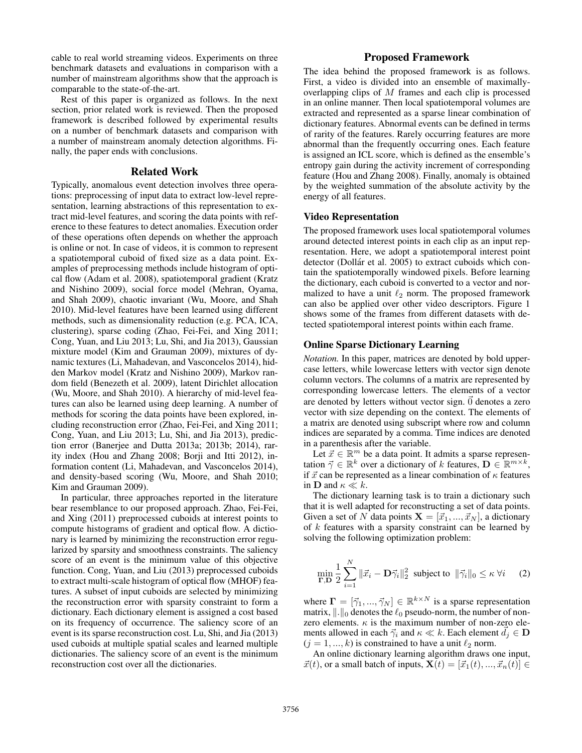cable to real world streaming videos. Experiments on three benchmark datasets and evaluations in comparison with a number of mainstream algorithms show that the approach is comparable to the state-of-the-art.

Rest of this paper is organized as follows. In the next section, prior related work is reviewed. Then the proposed framework is described followed by experimental results on a number of benchmark datasets and comparison with a number of mainstream anomaly detection algorithms. Finally, the paper ends with conclusions.

## Related Work

Typically, anomalous event detection involves three operations: preprocessing of input data to extract low-level representation, learning abstractions of this representation to extract mid-level features, and scoring the data points with reference to these features to detect anomalies. Execution order of these operations often depends on whether the approach is online or not. In case of videos, it is common to represent a spatiotemporal cuboid of fixed size as a data point. Examples of preprocessing methods include histogram of optical flow (Adam et al. 2008), spatiotemporal gradient (Kratz and Nishino 2009), social force model (Mehran, Oyama, and Shah 2009), chaotic invariant (Wu, Moore, and Shah 2010). Mid-level features have been learned using different methods, such as dimensionality reduction (e.g. PCA, ICA, clustering), sparse coding (Zhao, Fei-Fei, and Xing 2011; Cong, Yuan, and Liu 2013; Lu, Shi, and Jia 2013), Gaussian mixture model (Kim and Grauman 2009), mixtures of dynamic textures (Li, Mahadevan, and Vasconcelos 2014), hidden Markov model (Kratz and Nishino 2009), Markov random field (Benezeth et al. 2009), latent Dirichlet allocation (Wu, Moore, and Shah 2010). A hierarchy of mid-level features can also be learned using deep learning. A number of methods for scoring the data points have been explored, including reconstruction error (Zhao, Fei-Fei, and Xing 2011; Cong, Yuan, and Liu 2013; Lu, Shi, and Jia 2013), prediction error (Banerjee and Dutta 2013a; 2013b; 2014), rarity index (Hou and Zhang 2008; Borji and Itti 2012), information content (Li, Mahadevan, and Vasconcelos 2014), and density-based scoring (Wu, Moore, and Shah 2010; Kim and Grauman 2009).

In particular, three approaches reported in the literature bear resemblance to our proposed approach. Zhao, Fei-Fei, and Xing (2011) preprocessed cuboids at interest points to compute histograms of gradient and optical flow. A dictionary is learned by minimizing the reconstruction error regularized by sparsity and smoothness constraints. The saliency score of an event is the minimum value of this objective function. Cong, Yuan, and Liu (2013) preprocessed cuboids to extract multi-scale histogram of optical flow (MHOF) features. A subset of input cuboids are selected by minimizing the reconstruction error with sparsity constraint to form a dictionary. Each dictionary element is assigned a cost based on its frequency of occurrence. The saliency score of an event is its sparse reconstruction cost. Lu, Shi, and Jia (2013) used cuboids at multiple spatial scales and learned multiple dictionaries. The saliency score of an event is the minimum reconstruction cost over all the dictionaries.

## Proposed Framework

The idea behind the proposed framework is as follows. First, a video is divided into an ensemble of maximally-overlapping clips of $M$ frames and each clip is processed in an online manner. Then local spatiotemporal volumes are extracted and represented as a sparse linear combination of dictionary features. Abnormal events can be defined in terms of rarity of the features. Rarely occurring features are more abnormal than the frequently occurring ones. Each feature is assigned an ICL score, which is defined as the ensemble's entropy gain during the activity increment of corresponding feature (Hou and Zhang 2008). Finally, anomaly is obtained by the weighted summation of the absolute activity by the energy of all features.

### Video Representation

The proposed framework uses local spatiotemporal volumes around detected interest points in each clip as an input representation. Here, we adopt a spatiotemporal interest point detector (Dollár et al. 2005) to extract cuboids which contain the spatiotemporally windowed pixels. Before learning the dictionary, each cuboid is converted to a vector and normalized to have a unit $\ell_2$ norm. The proposed framework can also be applied over other video descriptors. Figure 1 shows some of the frames from different datasets with detected spatiotemporal interest points within each frame.

### Online Sparse Dictionary Learning

*Notation.* In this paper, matrices are denoted by bold uppercase letters, while lowercase letters with vector sign denote column vectors. The columns of a matrix are represented by corresponding lowercase letters. The elements of a vector are denoted by letters without vector sign. $\vec{0}$ denotes a zero vector with size depending on the context. The elements of a matrix are denoted using subscript where row and column indices are separated by a comma. Time indices are denoted in a parenthesis after the variable.

Let $\vec{x} \in \mathbb{R}^m$ be a data point. It admits a sparse representation $\vec{\gamma} \in \mathbb{R}^k$ over a dictionary of $k$ features, $\mathbf{D} \in \mathbb{R}^{m \times k}$, if $\vec{x}$ can be represented as a linear combination of $\kappa$ features in $\mathbf{D}$ and $\kappa \ll k$.

The dictionary learning task is to train a dictionary such that it is well adapted for reconstructing a set of data points. Given a set of $N$ data points $\mathbf{X} = [\vec{x}_1, ..., \vec{x}_N]$, a dictionary of $k$ features with a sparsity constraint can be learned by solving the following optimization problem:

$$\min_{\mathbf{\Gamma}, \mathbf{D}} \frac{1}{2} \sum_{i=1}^{N} \|\vec{x}_i - \mathbf{D}\vec{\gamma}_i\|_2^2 \text{ subject to } \|\vec{\gamma}_i\|_0 \leq \kappa \; \forall i \quad (2)$$

where $\mathbf{\Gamma} = [\vec{\gamma}_1, ..., \vec{\gamma}_N] \in \mathbb{R}^{k \times N}$ is a sparse representation matrix, $\|.\|_0$ denotes the $\ell_0$ pseudo-norm, the number of non-zero elements. $\kappa$ is the maximum number of non-zero elements allowed in each $\vec{\gamma}_i$ and $\kappa \ll k$. Each element $\vec{d}_j \in \mathbf{D}$ $(j = 1, ..., k)$ is constrained to have a unit $\ell_2$ norm.

An online dictionary learning algorithm draws one input, $\vec{x}(t)$, or a small batch of inputs, $\mathbf{X}(t) = [\vec{x}_1(t), ..., \vec{x}_n(t)] \in$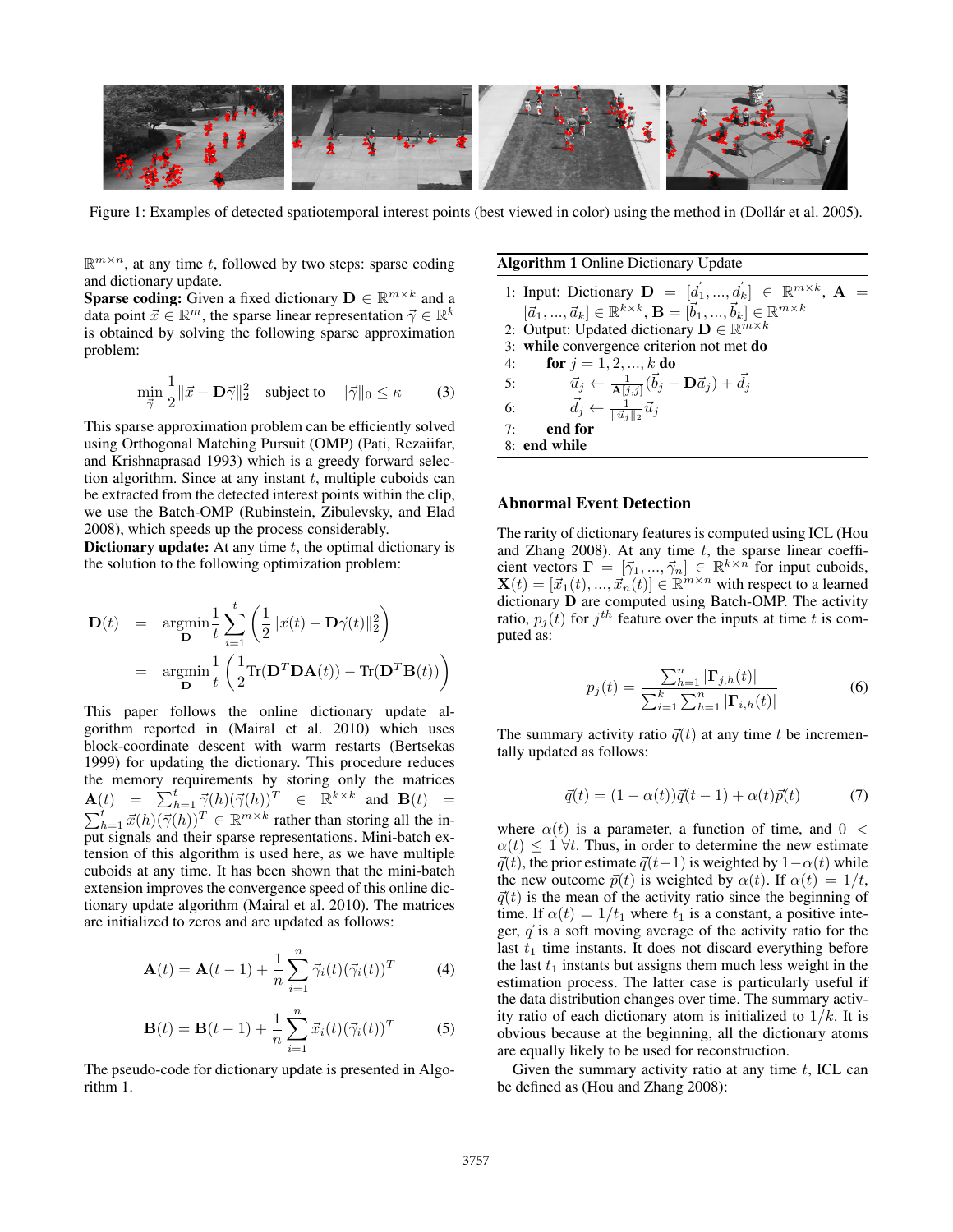Figure 1: Examples of detected spatiotemporal interest points (best viewed in color) using the method in (Dollár et al. 2005).

$\mathbb{R}^{m \times n}$, at any time $t$, followed by two steps: sparse coding and dictionary update.

**Sparse coding:** Given a fixed dictionary $\mathbf{D} \in \mathbb{R}^{m \times k}$ and a data point $\vec{x} \in \mathbb{R}^m$, the sparse linear representation $\vec{\gamma} \in \mathbb{R}^k$ is obtained by solving the following sparse approximation problem:

$$\min_{\vec{\gamma}} \frac{1}{2}\|\vec{x} - \mathbf{D}\vec{\gamma}\|_2^2 \quad \text{subject to} \quad \|\vec{\gamma}\|_0 \leq \kappa \tag{3}$$

This sparse approximation problem can be efficiently solved using Orthogonal Matching Pursuit (OMP) (Pati, Rezaiifar, and Krishnaprasad 1993) which is a greedy forward selection algorithm. Since at any instant $t$, multiple cuboids can be extracted from the detected interest points within the clip, we use the Batch-OMP (Rubinstein, Zibulevsky, and Elad 2008), which speeds up the process considerably.

**Dictionary update:** At any time $t$, the optimal dictionary is the solution to the following optimization problem:

$$\begin{aligned}
\mathbf{D}(t) &= \underset{\mathbf{D}}{\text{argmin}} \frac{1}{t}\sum_{i=1}^{t}\left(\frac{1}{2}\|\vec{x}(t) - \mathbf{D}\vec{\gamma}(t)\|_2^2\right) \\
&= \underset{\mathbf{D}}{\text{argmin}} \frac{1}{t}\left(\frac{1}{2}\text{Tr}(\mathbf{D}^T\mathbf{D}\mathbf{A}(t)) - \text{Tr}(\mathbf{D}^T\mathbf{B}(t))\right)
\end{aligned}$$

This paper follows the online dictionary update algorithm reported in (Mairal et al. 2010) which uses block-coordinate descent with warm restarts (Bertsekas 1999) for updating the dictionary. This procedure reduces the memory requirements by storing only the matrices $\mathbf{A}(t) = \sum_{h=1}^{t} \vec{\gamma}(h)(\vec{\gamma}(h))^T \in \mathbb{R}^{k \times k}$ and $\mathbf{B}(t) = \sum_{h=1}^{t} \vec{x}(h)(\vec{\gamma}(h))^T \in \mathbb{R}^{m \times k}$ rather than storing all the input signals and their sparse representations. Mini-batch extension of this algorithm is used here, as we have multiple cuboids at any time. It has been shown that the mini-batch extension improves the convergence speed of this online dictionary update algorithm (Mairal et al. 2010). The matrices are initialized to zeros and are updated as follows:

$$\mathbf{A}(t) = \mathbf{A}(t-1) + \frac{1}{n}\sum_{i=1}^{n} \vec{\gamma}_i(t)(\vec{\gamma}_i(t))^T \tag{4}$$

$$\mathbf{B}(t) = \mathbf{B}(t-1) + \frac{1}{n}\sum_{i=1}^{n} \vec{x}_i(t)(\vec{\gamma}_i(t))^T \tag{5}$$

The pseudo-code for dictionary update is presented in Algorithm 1.

**Algorithm 1** Online Dictionary Update

```
1: Input: Dictionary D = [d_1, ..., d_k] ∈ R^{m×k}, A = [a_1, ..., a_k] ∈ R^{k×k}, B = [b_1, ..., b_k] ∈ R^{m×k}
2: Output: Updated dictionary D ∈ R^{m×k}
3: while convergence criterion not met do
4:     for j = 1, 2, ..., k do
5:         u_j ← (1 / A[j,j]) (b_j − D a_j) + d_j
6:         d_j ← (1 / ||u_j||_2) u_j
7:     end for
8: end while
```

## Abnormal Event Detection

The rarity of dictionary features is computed using ICL (Hou and Zhang 2008). At any time $t$, the sparse linear coefficient vectors $\mathbf{\Gamma} = [\vec{\gamma}_1, ..., \vec{\gamma}_n] \in \mathbb{R}^{k \times n}$ for input cuboids, $\mathbf{X}(t) = [\vec{x}_1(t), ..., \vec{x}_n(t)] \in \mathbb{R}^{m \times n}$ with respect to a learned dictionary $\mathbf{D}$ are computed using Batch-OMP. The activity ratio, $p_j(t)$ for $j^{th}$ feature over the inputs at time $t$ is computed as:

$$p_j(t) = \frac{\sum_{h=1}^{n} |\mathbf{\Gamma}_{j,h}(t)|}{\sum_{i=1}^{k}\sum_{h=1}^{n} |\mathbf{\Gamma}_{i,h}(t)|} \tag{6}$$

The summary activity ratio $\vec{q}(t)$ at any time $t$ be incrementally updated as follows:

$$\vec{q}(t) = (1 - \alpha(t))\vec{q}(t-1) + \alpha(t)\vec{p}(t) \tag{7}$$

where $\alpha(t)$ is a parameter, a function of time, and $0 < \alpha(t) \leq 1 \; \forall t$. Thus, in order to determine the new estimate $\vec{q}(t)$, the prior estimate $\vec{q}(t-1)$ is weighted by $1-\alpha(t)$ while the new outcome $\vec{p}(t)$ is weighted by $\alpha(t)$. If $\alpha(t) = 1/t$, $\vec{q}(t)$ is the mean of the activity ratio since the beginning of time. If $\alpha(t) = 1/t_1$ where $t_1$ is a constant, a positive integer, $\vec{q}$ is a soft moving average of the activity ratio for the last $t_1$ time instants. It does not discard everything before the last $t_1$ instants but assigns them much less weight in the estimation process. The latter case is particularly useful if the data distribution changes over time. The summary activity ratio of each dictionary atom is initialized to $1/k$. It is obvious because at the beginning, all the dictionary atoms are equally likely to be used for reconstruction.

Given the summary activity ratio at any time $t$, ICL can be defined as (Hou and Zhang 2008):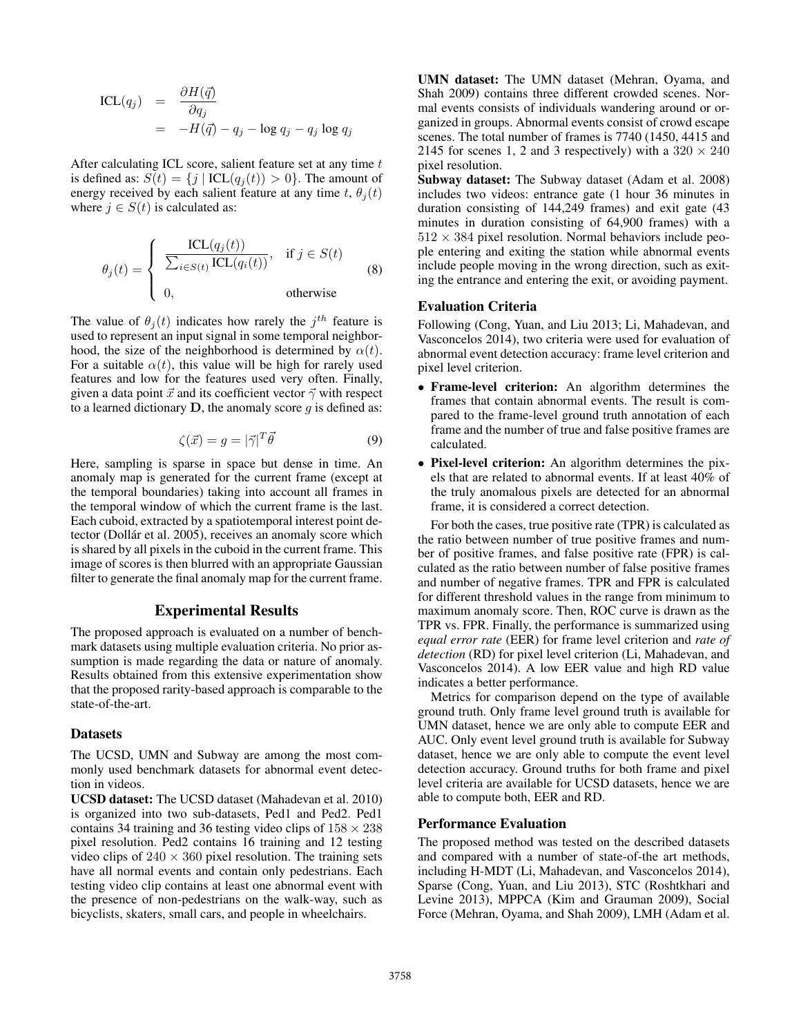$$
\begin{aligned}
\text{ICL}(q_j) &= \frac{\partial H(\vec{q})}{\partial q_j} \\
&= -H(\vec{q}) - q_j - \log q_j - q_j \log q_j
\end{aligned}
$$

After calculating ICL score, salient feature set at any time $t$ is defined as: $S(t) = \{j \mid \text{ICL}(q_j(t)) > 0\}$. The amount of energy received by each salient feature at any time $t$, $\theta_j(t)$ where $j \in S(t)$ is calculated as:

$$
\theta_j(t) = \begin{cases} \dfrac{\text{ICL}(q_j(t))}{\sum_{i \in S(t)} \text{ICL}(q_i(t))}, & \text{if } j \in S(t) \\ 0, & \text{otherwise} \end{cases} \tag{8}
$$

The value of $\theta_j(t)$ indicates how rarely the $j^{th}$ feature is used to represent an input signal in some temporal neighborhood, the size of the neighborhood is determined by $\alpha(t)$. For a suitable $\alpha(t)$, this value will be high for rarely used features and low for the features used very often. Finally, given a data point $\vec{x}$ and its coefficient vector $\vec{\gamma}$ with respect to a learned dictionary $\mathbf{D}$, the anomaly score $g$ is defined as:

$$
\zeta(\vec{x}) = g = |\vec{\gamma}|^T \vec{\theta} \tag{9}
$$

Here, sampling is sparse in space but dense in time. An anomaly map is generated for the current frame (except at the temporal boundaries) taking into account all frames in the temporal window of which the current frame is the last. Each cuboid, extracted by a spatiotemporal interest point detector (Dollár et al. 2005), receives an anomaly score which is shared by all pixels in the cuboid in the current frame. This image of scores is then blurred with an appropriate Gaussian filter to generate the final anomaly map for the current frame.

## Experimental Results

The proposed approach is evaluated on a number of benchmark datasets using multiple evaluation criteria. No prior assumption is made regarding the data or nature of anomaly. Results obtained from this extensive experimentation show that the proposed rarity-based approach is comparable to the state-of-the-art.

### Datasets

The UCSD, UMN and Subway are among the most commonly used benchmark datasets for abnormal event detection in videos.

**UCSD dataset:** The UCSD dataset (Mahadevan et al. 2010) is organized into two sub-datasets, Ped1 and Ped2. Ped1 contains 34 training and 36 testing video clips of $158 \times 238$ pixel resolution. Ped2 contains 16 training and 12 testing video clips of $240 \times 360$ pixel resolution. The training sets have all normal events and contain only pedestrians. Each testing video clip contains at least one abnormal event with the presence of non-pedestrians on the walk-way, such as bicyclists, skaters, small cars, and people in wheelchairs.

**UMN dataset:** The UMN dataset (Mehran, Oyama, and Shah 2009) contains three different crowded scenes. Normal events consists of individuals wandering around or organized in groups. Abnormal events consist of crowd escape scenes. The total number of frames is 7740 (1450, 4415 and 2145 for scenes 1, 2 and 3 respectively) with a $320 \times 240$ pixel resolution.

**Subway dataset:** The Subway dataset (Adam et al. 2008) includes two videos: entrance gate (1 hour 36 minutes in duration consisting of 144,249 frames) and exit gate (43 minutes in duration consisting of 64,900 frames) with a $512 \times 384$ pixel resolution. Normal behaviors include people entering and exiting the station while abnormal events include people moving in the wrong direction, such as exiting the entrance and entering the exit, or avoiding payment.

### Evaluation Criteria

Following (Cong, Yuan, and Liu 2013; Li, Mahadevan, and Vasconcelos 2014), two criteria were used for evaluation of abnormal event detection accuracy: frame level criterion and pixel level criterion.

- **Frame-level criterion:** An algorithm determines the frames that contain abnormal events. The result is compared to the frame-level ground truth annotation of each frame and the number of true and false positive frames are calculated.
- **Pixel-level criterion:** An algorithm determines the pixels that are related to abnormal events. If at least 40% of the truly anomalous pixels are detected for an abnormal frame, it is considered a correct detection.

For both the cases, true positive rate (TPR) is calculated as the ratio between number of true positive frames and number of positive frames, and false positive rate (FPR) is calculated as the ratio between number of false positive frames and number of negative frames. TPR and FPR is calculated for different threshold values in the range from minimum to maximum anomaly score. Then, ROC curve is drawn as the TPR vs. FPR. Finally, the performance is summarized using *equal error rate* (EER) for frame level criterion and *rate of detection* (RD) for pixel level criterion (Li, Mahadevan, and Vasconcelos 2014). A low EER value and high RD value indicates a better performance.

Metrics for comparison depend on the type of available ground truth. Only frame level ground truth is available for UMN dataset, hence we are only able to compute EER and AUC. Only event level ground truth is available for Subway dataset, hence we are only able to compute the event level detection accuracy. Ground truths for both frame and pixel level criteria are available for UCSD datasets, hence we are able to compute both, EER and RD.

### Performance Evaluation

The proposed method was tested on the described datasets and compared with a number of state-of-the art methods, including H-MDT (Li, Mahadevan, and Vasconcelos 2014), Sparse (Cong, Yuan, and Liu 2013), STC (Roshtkhari and Levine 2013), MPPCA (Kim and Grauman 2009), Social Force (Mehran, Oyama, and Shah 2009), LMH (Adam et al.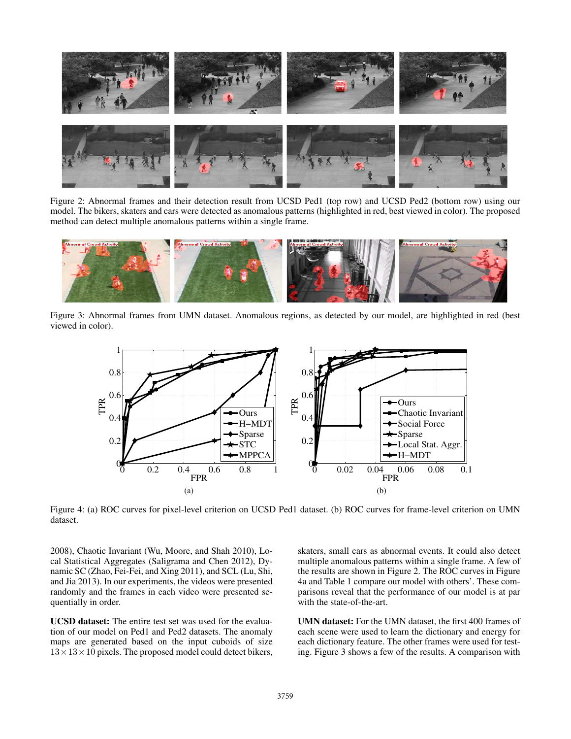Figure 2: Abnormal frames and their detection result from UCSD Ped1 (top row) and UCSD Ped2 (bottom row) using our model. The bikers, skaters and cars were detected as anomalous patterns (highlighted in red, best viewed in color). The proposed method can detect multiple anomalous patterns within a single frame.

Figure 3: Abnormal frames from UMN dataset. Anomalous regions, as detected by our model, are highlighted in red (best viewed in color).

Figure 4: (a) ROC curves for pixel-level criterion on UCSD Ped1 dataset. (b) ROC curves for frame-level criterion on UMN dataset.

2008), Chaotic Invariant (Wu, Moore, and Shah 2010), Local Statistical Aggregates (Saligrama and Chen 2012), Dynamic SC (Zhao, Fei-Fei, and Xing 2011), and SCL (Lu, Shi, and Jia 2013). In our experiments, the videos were presented randomly and the frames in each video were presented sequentially in order.

**UCSD dataset:** The entire test set was used for the evaluation of our model on Ped1 and Ped2 datasets. The anomaly maps are generated based on the input cuboids of size $13 \times 13 \times 10$ pixels. The proposed model could detect bikers, skaters, small cars as abnormal events. It could also detect multiple anomalous patterns within a single frame. A few of the results are shown in Figure 2. The ROC curves in Figure 4a and Table 1 compare our model with others'. These comparisons reveal that the performance of our model is at par with the state-of-the-art.

**UMN dataset:** For the UMN dataset, the first 400 frames of each scene were used to learn the dictionary and energy for each dictionary feature. The other frames were used for testing. Figure 3 shows a few of the results. A comparison with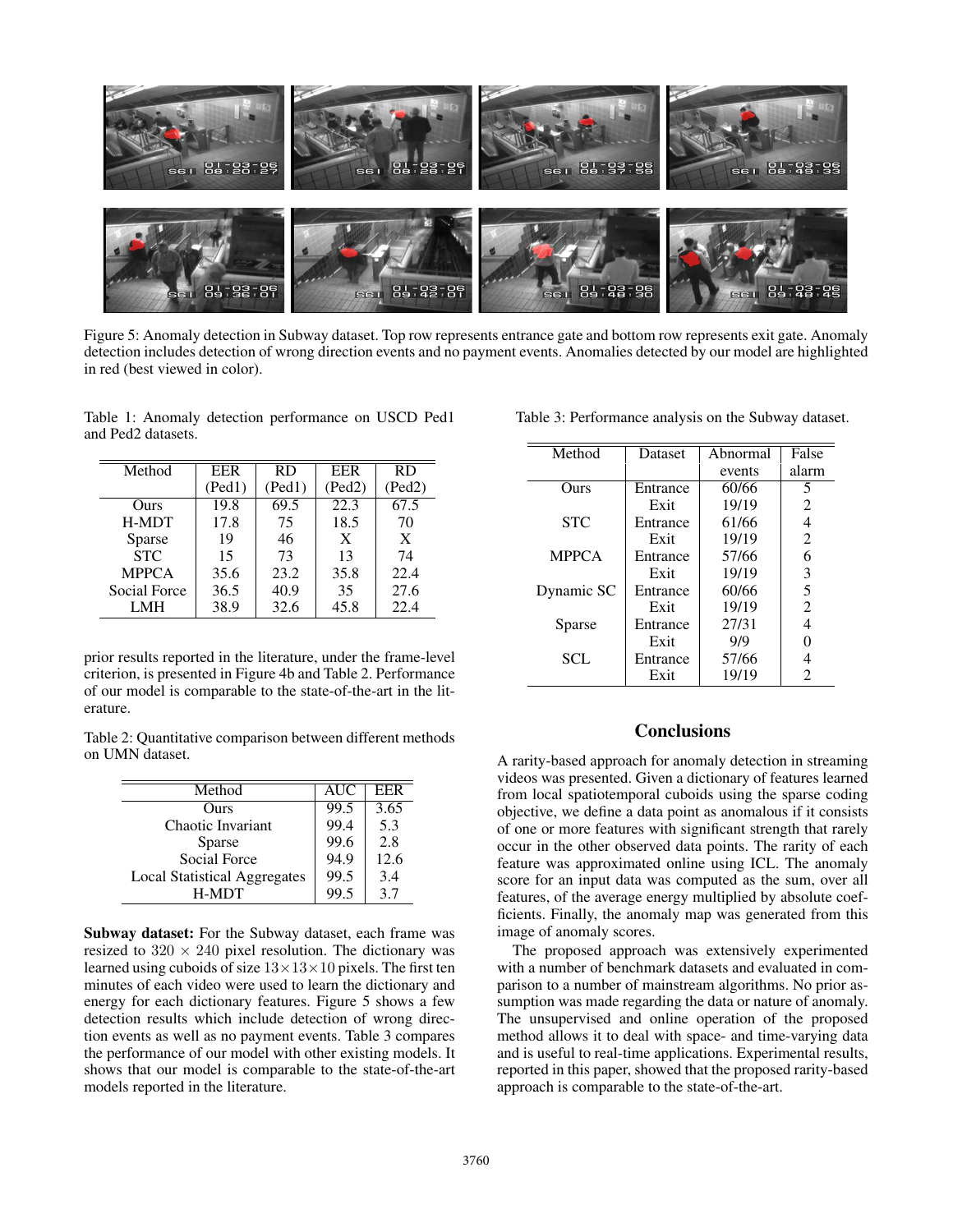Figure 5: Anomaly detection in Subway dataset. Top row represents entrance gate and bottom row represents exit gate. Anomaly detection includes detection of wrong direction events and no payment events. Anomalies detected by our model are highlighted in red (best viewed in color).

Table 1: Anomaly detection performance on USCD Ped1 and Ped2 datasets.

| Method | EER (Ped1) | RD (Ped1) | EER (Ped2) | RD (Ped2) |
|---|---|---|---|---|
| Ours | 19.8 | 69.5 | 22.3 | 67.5 |
| H-MDT | 17.8 | 75 | 18.5 | 70 |
| Sparse | 19 | 46 | X | X |
| STC | 15 | 73 | 13 | 74 |
| MPPCA | 35.6 | 23.2 | 35.8 | 22.4 |
| Social Force | 36.5 | 40.9 | 35 | 27.6 |
| LMH | 38.9 | 32.6 | 45.8 | 22.4 |

prior results reported in the literature, under the frame-level criterion, is presented in Figure 4b and Table 2. Performance of our model is comparable to the state-of-the-art in the literature.

Table 2: Quantitative comparison between different methods on UMN dataset.

| Method | AUC | EER |
|---|---|---|
| Ours | 99.5 | 3.65 |
| Chaotic Invariant | 99.4 | 5.3 |
| Sparse | 99.6 | 2.8 |
| Social Force | 94.9 | 12.6 |
| Local Statistical Aggregates | 99.5 | 3.4 |
| H-MDT | 99.5 | 3.7 |

**Subway dataset:** For the Subway dataset, each frame was resized to $320 \times 240$ pixel resolution. The dictionary was learned using cuboids of size $13 \times 13 \times 10$ pixels. The first ten minutes of each video were used to learn the dictionary and energy for each dictionary features. Figure 5 shows a few detection results which include detection of wrong direction events as well as no payment events. Table 3 compares the performance of our model with other existing models. It shows that our model is comparable to the state-of-the-art models reported in the literature.

Table 3: Performance analysis on the Subway dataset.

| Method | Dataset | Abnormal events | False alarm |
|---|---|---|---|
| Ours | Entrance | 60/66 | 5 |
| | Exit | 19/19 | 2 |
| STC | Entrance | 61/66 | 4 |
| | Exit | 19/19 | 2 |
| MPPCA | Entrance | 57/66 | 6 |
| | Exit | 19/19 | 3 |
| Dynamic SC | Entrance | 60/66 | 5 |
| | Exit | 19/19 | 2 |
| Sparse | Entrance | 27/31 | 4 |
| | Exit | 9/9 | 0 |
| SCL | Entrance | 57/66 | 4 |
| | Exit | 19/19 | 2 |

## Conclusions

A rarity-based approach for anomaly detection in streaming videos was presented. Given a dictionary of features learned from local spatiotemporal cuboids using the sparse coding objective, we define a data point as anomalous if it consists of one or more features with significant strength that rarely occur in the other observed data points. The rarity of each feature was approximated online using ICL. The anomaly score for an input data was computed as the sum, over all features, of the average energy multiplied by absolute coefficients. Finally, the anomaly map was generated from this image of anomaly scores.

The proposed approach was extensively experimented with a number of benchmark datasets and evaluated in comparison to a number of mainstream algorithms. No prior assumption was made regarding the data or nature of anomaly. The unsupervised and online operation of the proposed method allows it to deal with space- and time-varying data and is useful to real-time applications. Experimental results, reported in this paper, showed that the proposed rarity-based approach is comparable to the state-of-the-art.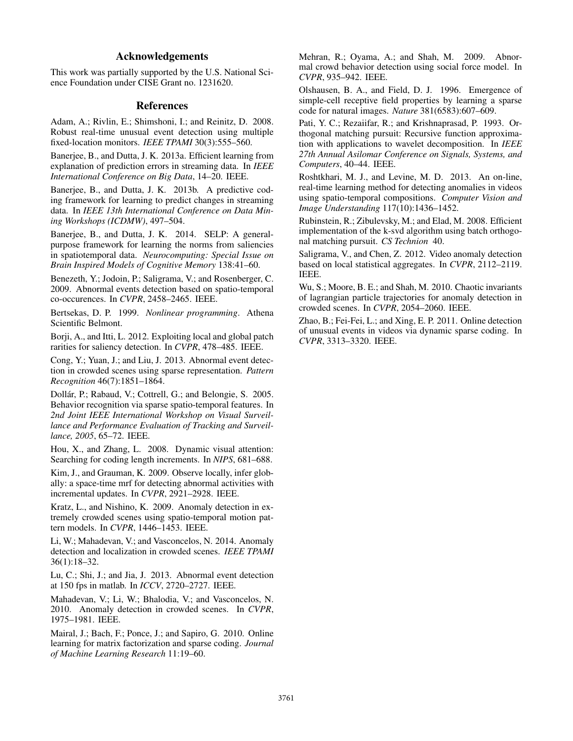## Acknowledgements

This work was partially supported by the U.S. National Science Foundation under CISE Grant no. 1231620.

## References

Adam, A.; Rivlin, E.; Shimshoni, I.; and Reinitz, D. 2008. Robust real-time unusual event detection using multiple fixed-location monitors. *IEEE TPAMI* 30(3):555–560.

Banerjee, B., and Dutta, J. K. 2013a. Efficient learning from explanation of prediction errors in streaming data. In *IEEE International Conference on Big Data*, 14–20. IEEE.

Banerjee, B., and Dutta, J. K. 2013b. A predictive coding framework for learning to predict changes in streaming data. In *IEEE 13th International Conference on Data Mining Workshops (ICDMW)*, 497–504.

Banerjee, B., and Dutta, J. K. 2014. SELP: A general-purpose framework for learning the norms from saliencies in spatiotemporal data. *Neurocomputing: Special Issue on Brain Inspired Models of Cognitive Memory* 138:41–60.

Benezeth, Y.; Jodoin, P.; Saligrama, V.; and Rosenberger, C. 2009. Abnormal events detection based on spatio-temporal co-occurences. In *CVPR*, 2458–2465. IEEE.

Bertsekas, D. P. 1999. *Nonlinear programming*. Athena Scientific Belmont.

Borji, A., and Itti, L. 2012. Exploiting local and global patch rarities for saliency detection. In *CVPR*, 478–485. IEEE.

Cong, Y.; Yuan, J.; and Liu, J. 2013. Abnormal event detection in crowded scenes using sparse representation. *Pattern Recognition* 46(7):1851–1864.

Dollár, P.; Rabaud, V.; Cottrell, G.; and Belongie, S. 2005. Behavior recognition via sparse spatio-temporal features. In *2nd Joint IEEE International Workshop on Visual Surveillance and Performance Evaluation of Tracking and Surveillance, 2005*, 65–72. IEEE.

Hou, X., and Zhang, L. 2008. Dynamic visual attention: Searching for coding length increments. In *NIPS*, 681–688.

Kim, J., and Grauman, K. 2009. Observe locally, infer globally: a space-time mrf for detecting abnormal activities with incremental updates. In *CVPR*, 2921–2928. IEEE.

Kratz, L., and Nishino, K. 2009. Anomaly detection in extremely crowded scenes using spatio-temporal motion pattern models. In *CVPR*, 1446–1453. IEEE.

Li, W.; Mahadevan, V.; and Vasconcelos, N. 2014. Anomaly detection and localization in crowded scenes. *IEEE TPAMI* 36(1):18–32.

Lu, C.; Shi, J.; and Jia, J. 2013. Abnormal event detection at 150 fps in matlab. In *ICCV*, 2720–2727. IEEE.

Mahadevan, V.; Li, W.; Bhalodia, V.; and Vasconcelos, N. 2010. Anomaly detection in crowded scenes. In *CVPR*, 1975–1981. IEEE.

Mairal, J.; Bach, F.; Ponce, J.; and Sapiro, G. 2010. Online learning for matrix factorization and sparse coding. *Journal of Machine Learning Research* 11:19–60.

Mehran, R.; Oyama, A.; and Shah, M. 2009. Abnormal crowd behavior detection using social force model. In *CVPR*, 935–942. IEEE.

Olshausen, B. A., and Field, D. J. 1996. Emergence of simple-cell receptive field properties by learning a sparse code for natural images. *Nature* 381(6583):607–609.

Pati, Y. C.; Rezaiifar, R.; and Krishnaprasad, P. 1993. Orthogonal matching pursuit: Recursive function approximation with applications to wavelet decomposition. In *IEEE 27th Annual Asilomar Conference on Signals, Systems, and Computers*, 40–44. IEEE.

Roshtkhari, M. J., and Levine, M. D. 2013. An on-line, real-time learning method for detecting anomalies in videos using spatio-temporal compositions. *Computer Vision and Image Understanding* 117(10):1436–1452.

Rubinstein, R.; Zibulevsky, M.; and Elad, M. 2008. Efficient implementation of the k-svd algorithm using batch orthogonal matching pursuit. *CS Technion* 40.

Saligrama, V., and Chen, Z. 2012. Video anomaly detection based on local statistical aggregates. In *CVPR*, 2112–2119. IEEE.

Wu, S.; Moore, B. E.; and Shah, M. 2010. Chaotic invariants of lagrangian particle trajectories for anomaly detection in crowded scenes. In *CVPR*, 2054–2060. IEEE.

Zhao, B.; Fei-Fei, L.; and Xing, E. P. 2011. Online detection of unusual events in videos via dynamic sparse coding. In *CVPR*, 3313–3320. IEEE.